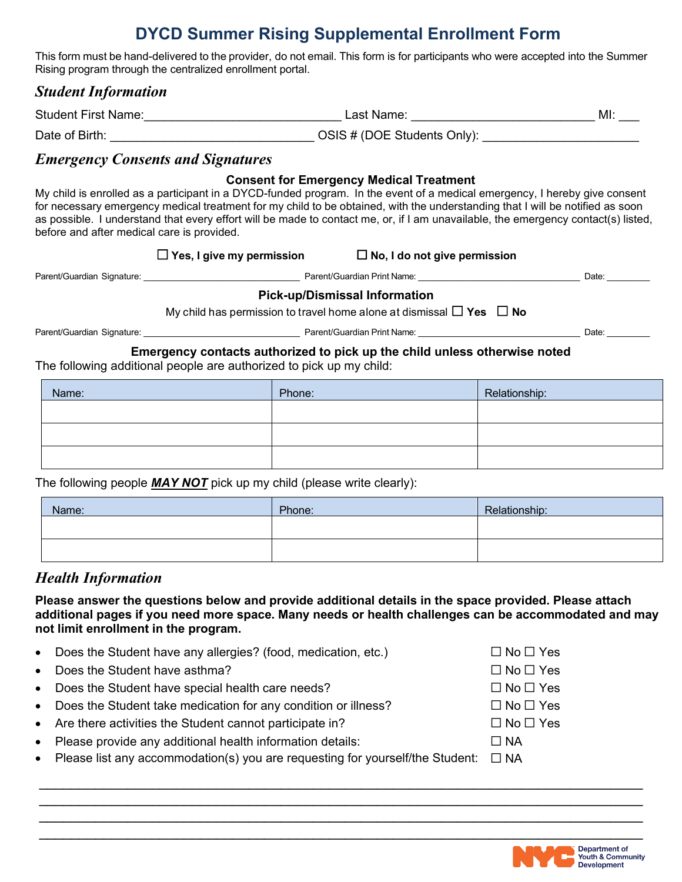# DYCD Summer Rising Supplemental Enrollment Form

This form must be hand-delivered to the provider, do not email. This form is for participants who were accepted into the Summer Rising program through the centralized enrollment portal.

## *Student Information*

Student First Name:_____________________________ Last Name: ___________________________ MI: ___

Date of Birth: ______________________________ OSIS # (DOE Students Only): _______________________

## *Emergency Consents and Signatures*

### Consent for Emergency Medical Treatment

My child is enrolled as a participant in a DYCD-funded program. In the event of a medical emergency, I hereby give consent for necessary emergency medical treatment for my child to be obtained, with the understanding that I will be notified as soon as possible. I understand that every effort will be made to contact me, or, if I am unavailable, the emergency contact(s) listed, before and after medical care is provided.

☐ **Yes, I give my permission** ☐ **No, I do not give permission**

Parent/Guardian Signature: ______________________________ Parent/Guardian Print Name: ________________________________ Date: _________

### Pick-up/Dismissal Information

My child has permission to travel home alone at dismissal ☐ **Yes** ☐ **No**

Parent/Guardian Signature: ______________________________ Parent/Guardian Print Name: ________________________________ Date: _________

### Emergency contacts authorized to pick up the child unless otherwise noted

The following additional people are authorized to pick up my child:

| Name: | Phone: | Relationship: |
|---|---|---|
| | | |
| | | |
| | | |

The following people ***MAY NOT*** pick up my child (please write clearly):

| Name: | Phone: | Relationship: |
|---|---|---|
| | | |
| | | |

## *Health Information*

**Please answer the questions below and provide additional details in the space provided. Please attach additional pages if you need more space. Many needs or health challenges can be accommodated and may not limit enrollment in the program.**

- Does the Student have any allergies? (food, medication, etc.) ☐ No ☐ Yes
- Does the Student have asthma? ☐ No ☐ Yes
- Does the Student have special health care needs? ☐ No ☐ Yes
- Does the Student take medication for any condition or illness? ☐ No ☐ Yes
- Are there activities the Student cannot participate in? ☐ No ☐ Yes
- Please provide any additional health information details: ☐ NA
- Please list any accommodation(s) you are requesting for yourself/the Student: ☐ NA

______________________________________________________________________________________

______________________________________________________________________________________

______________________________________________________________________________________

______________________________________________________________________________________

NYC Department of Youth & Community Development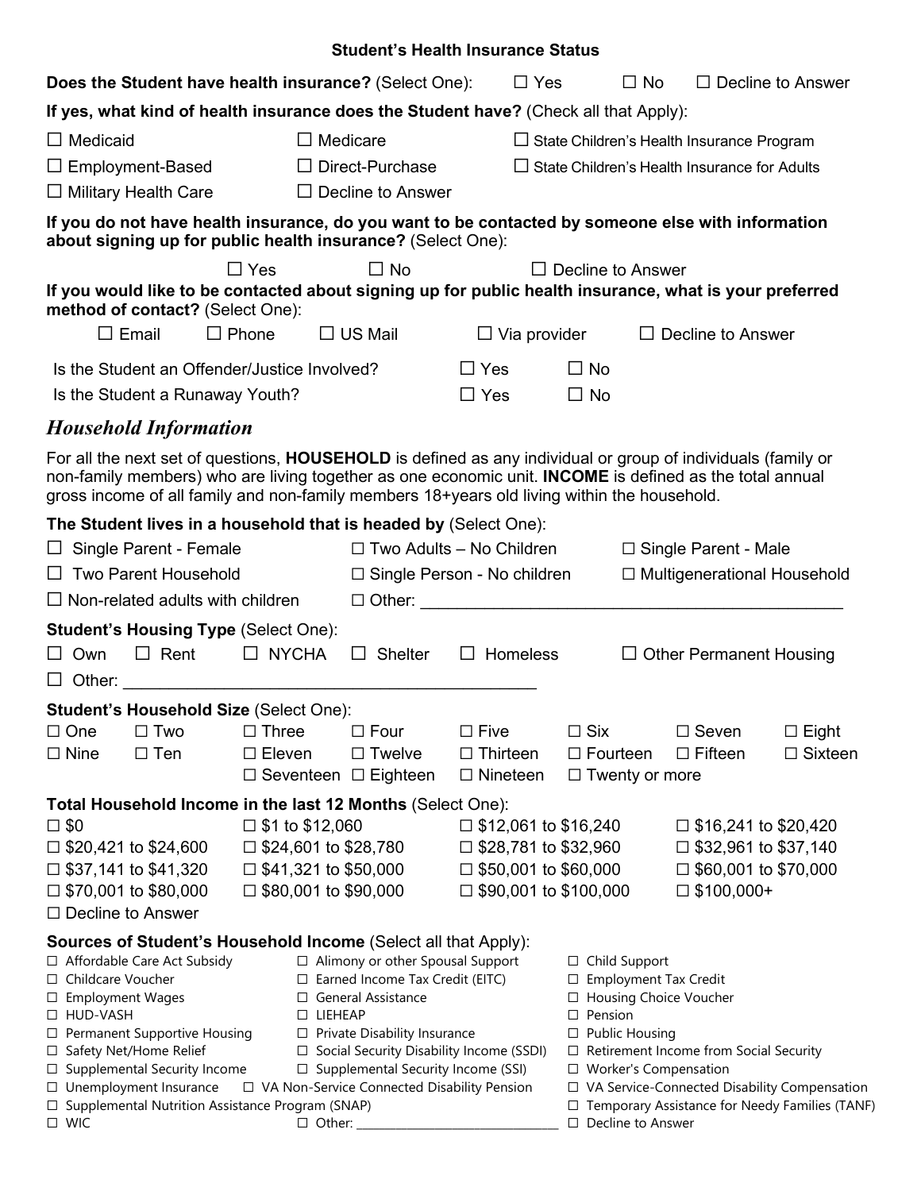**Student's Health Insurance Status**

**Does the Student have health insurance?** (Select One): ☐ Yes ☐ No ☐ Decline to Answer

**If yes, what kind of health insurance does the Student have?** (Check all that Apply):

☐ Medicaid ☐ Medicare ☐ State Children's Health Insurance Program

☐ Employment-Based ☐ Direct-Purchase ☐ State Children's Health Insurance for Adults

☐ Military Health Care ☐ Decline to Answer

**If you do not have health insurance, do you want to be contacted by someone else with information about signing up for public health insurance?** (Select One):

☐ Yes ☐ No ☐ Decline to Answer

**If you would like to be contacted about signing up for public health insurance, what is your preferred method of contact?** (Select One):

☐ Email ☐ Phone ☐ US Mail ☐ Via provider ☐ Decline to Answer

Is the Student an Offender/Justice Involved? ☐ Yes ☐ No

Is the Student a Runaway Youth? ☐ Yes ☐ No

## *Household Information*

For all the next set of questions, **HOUSEHOLD** is defined as any individual or group of individuals (family or non-family members) who are living together as one economic unit. **INCOME** is defined as the total annual gross income of all family and non-family members 18+years old living within the household.

**The Student lives in a household that is headed by** (Select One):

☐ Single Parent - Female ☐ Two Adults – No Children ☐ Single Parent - Male

☐ Two Parent Household ☐ Single Person - No children ☐ Multigenerational Household

☐ Non-related adults with children ☐ Other: ________________________________________

**Student's Housing Type** (Select One):

☐ Own ☐ Rent ☐ NYCHA ☐ Shelter ☐ Homeless ☐ Other Permanent Housing

☐ Other: ________________________________________

**Student's Household Size** (Select One):

☐ One ☐ Two ☐ Three ☐ Four ☐ Five ☐ Six ☐ Seven ☐ Eight

☐ Nine ☐ Ten ☐ Eleven ☐ Twelve ☐ Thirteen ☐ Fourteen ☐ Fifteen ☐ Sixteen

☐ Seventeen ☐ Eighteen ☐ Nineteen ☐ Twenty or more

**Total Household Income in the last 12 Months** (Select One):

☐ $0 ☐ $1 to $12,060 ☐ $12,061 to $16,240 ☐ $16,241 to $20,420

☐ $20,421 to $24,600 ☐ $24,601 to $28,780 ☐ $28,781 to $32,960 ☐ $32,961 to $37,140

☐ $37,141 to $41,320 ☐ $41,321 to $50,000 ☐ $50,001 to $60,000 ☐ $60,001 to $70,000

☐ $70,001 to $80,000 ☐ $80,001 to $90,000 ☐ $90,001 to $100,000 ☐ $100,000+

☐ Decline to Answer

**Sources of Student's Household Income** (Select all that Apply):

☐ Affordable Care Act Subsidy ☐ Alimony or other Spousal Support ☐ Child Support

☐ Childcare Voucher ☐ Earned Income Tax Credit (EITC) ☐ Employment Tax Credit

☐ Employment Wages ☐ General Assistance ☐ Housing Choice Voucher

☐ HUD-VASH ☐ LIEHEAP ☐ Pension

☐ Permanent Supportive Housing ☐ Private Disability Insurance ☐ Public Housing

☐ Safety Net/Home Relief ☐ Social Security Disability Income (SSDI) ☐ Retirement Income from Social Security

☐ Supplemental Security Income ☐ Supplemental Security Income (SSI) ☐ Worker's Compensation

☐ Unemployment Insurance ☐ VA Non-Service Connected Disability Pension ☐ VA Service-Connected Disability Compensation

☐ Supplemental Nutrition Assistance Program (SNAP) ☐ Temporary Assistance for Needy Families (TANF)

☐ WIC ☐ Other: ______________________________ ☐ Decline to Answer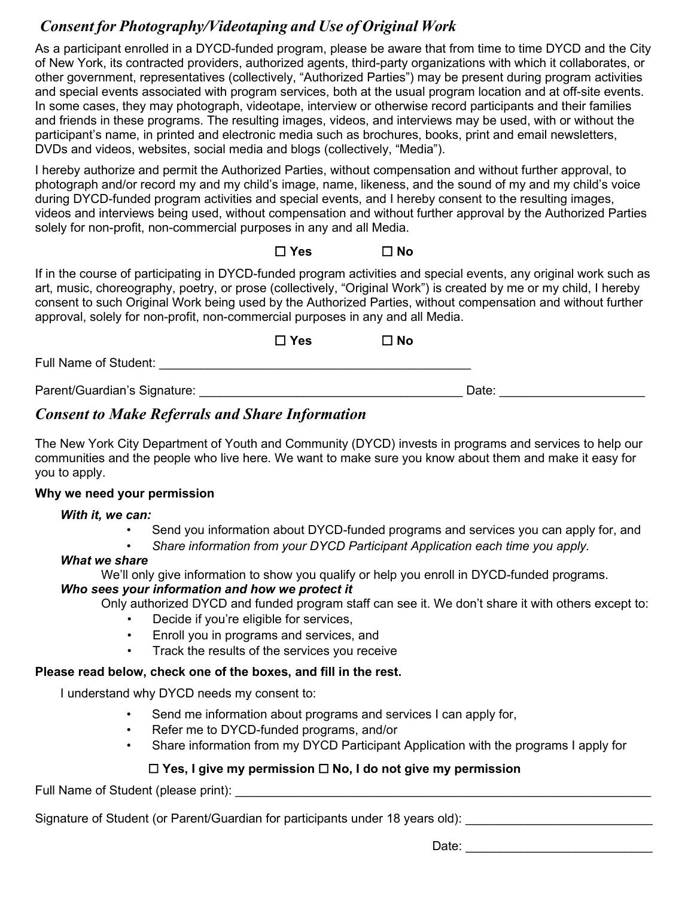## *Consent for Photography/Videotaping and Use of Original Work*

As a participant enrolled in a DYCD-funded program, please be aware that from time to time DYCD and the City of New York, its contracted providers, authorized agents, third-party organizations with which it collaborates, or other government, representatives (collectively, "Authorized Parties") may be present during program activities and special events associated with program services, both at the usual program location and at off-site events. In some cases, they may photograph, videotape, interview or otherwise record participants and their families and friends in these programs. The resulting images, videos, and interviews may be used, with or without the participant's name, in printed and electronic media such as brochures, books, print and email newsletters, DVDs and videos, websites, social media and blogs (collectively, "Media").

I hereby authorize and permit the Authorized Parties, without compensation and without further approval, to photograph and/or record my and my child's image, name, likeness, and the sound of my and my child's voice during DYCD-funded program activities and special events, and I hereby consent to the resulting images, videos and interviews being used, without compensation and without further approval by the Authorized Parties solely for non-profit, non-commercial purposes in any and all Media.

☐ **Yes** ☐ **No**

If in the course of participating in DYCD-funded program activities and special events, any original work such as art, music, choreography, poetry, or prose (collectively, "Original Work") is created by me or my child, I hereby consent to such Original Work being used by the Authorized Parties, without compensation and without further approval, solely for non-profit, non-commercial purposes in any and all Media.

☐ **Yes** ☐ **No**

Full Name of Student: ______________________________________________

Parent/Guardian's Signature: ______________________________________ Date: ____________________

## *Consent to Make Referrals and Share Information*

The New York City Department of Youth and Community (DYCD) invests in programs and services to help our communities and the people who live here. We want to make sure you know about them and make it easy for you to apply.

**Why we need your permission**

***With it, we can:***

- Send you information about DYCD-funded programs and services you can apply for, and
- *Share information from your DYCD Participant Application each time you apply.*

***What we share***

We'll only give information to show you qualify or help you enroll in DYCD-funded programs.

***Who sees your information and how we protect it***

Only authorized DYCD and funded program staff can see it. We don't share it with others except to:

- Decide if you're eligible for services,
- Enroll you in programs and services, and
- Track the results of the services you receive

**Please read below, check one of the boxes, and fill in the rest.**

I understand why DYCD needs my consent to:

- Send me information about programs and services I can apply for,
- Refer me to DYCD-funded programs, and/or
- Share information from my DYCD Participant Application with the programs I apply for

☐ **Yes, I give my permission** ☐ **No, I do not give my permission**

Full Name of Student (please print): ___________________________________________________________

Signature of Student (or Parent/Guardian for participants under 18 years old): __________________________

Date: ___________________________